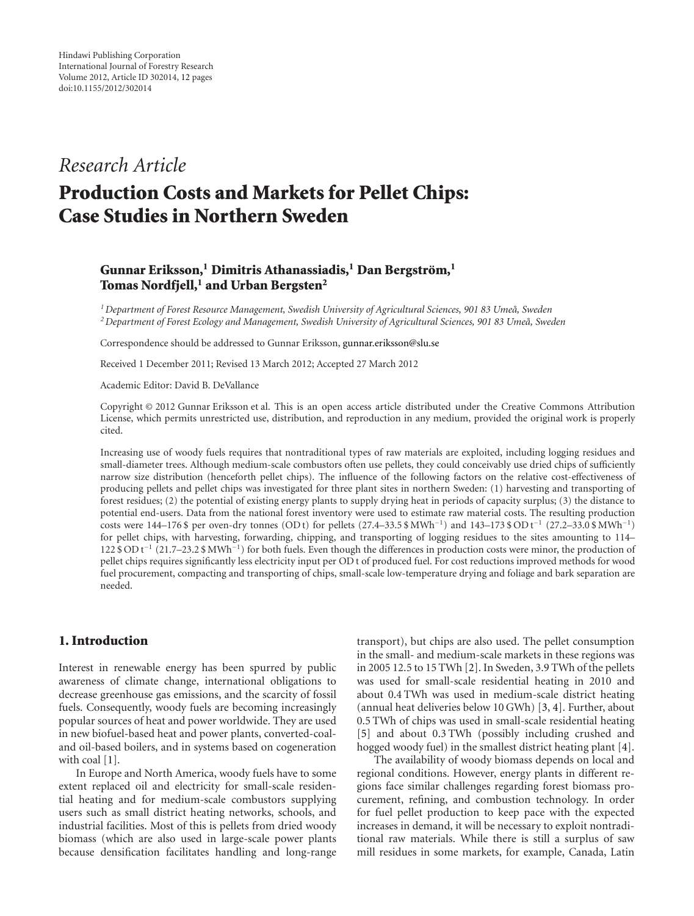Hindawi Publishing Corporation
International Journal of Forestry Research
Volume 2012, Article ID 302014, 12 pages
doi:10.1155/2012/302014

*Research Article*

# Production Costs and Markets for Pellet Chips: Case Studies in Northern Sweden

**Gunnar Eriksson,[1] Dimitris Athanassiadis,[1] Dan Bergström,[1] Tomas Nordfjell,[1] and Urban Bergsten[2]**

[1] *Department of Forest Resource Management, Swedish University of Agricultural Sciences, 901 83 Umeå, Sweden*
[2] *Department of Forest Ecology and Management, Swedish University of Agricultural Sciences, 901 83 Umeå, Sweden*

Correspondence should be addressed to Gunnar Eriksson, gunnar.eriksson@slu.se

Received 1 December 2011; Revised 13 March 2012; Accepted 27 March 2012

Academic Editor: David B. DeVallance

Copyright © 2012 Gunnar Eriksson et al. This is an open access article distributed under the Creative Commons Attribution License, which permits unrestricted use, distribution, and reproduction in any medium, provided the original work is properly cited.

Increasing use of woody fuels requires that nontraditional types of raw materials are exploited, including logging residues and small-diameter trees. Although medium-scale combustors often use pellets, they could conceivably use dried chips of sufficiently narrow size distribution (henceforth pellet chips). The influence of the following factors on the relative cost-effectiveness of producing pellets and pellet chips was investigated for three plant sites in northern Sweden: (1) harvesting and transporting of forest residues; (2) the potential of existing energy plants to supply drying heat in periods of capacity surplus; (3) the distance to potential end-users. Data from the national forest inventory were used to estimate raw material costs. The resulting production costs were 144–176 \$ per oven-dry tonnes (OD t) for pellets (27.4–33.5 \$ MWh$^{-1}$) and 143–173 \$ OD t$^{-1}$ (27.2–33.0 \$ MWh$^{-1}$) for pellet chips, with harvesting, forwarding, chipping, and transporting of logging residues to the sites amounting to 114–122 \$ OD t$^{-1}$ (21.7–23.2 \$ MWh$^{-1}$) for both fuels. Even though the differences in production costs were minor, the production of pellet chips requires significantly less electricity input per OD t of produced fuel. For cost reductions improved methods for wood fuel procurement, compacting and transporting of chips, small-scale low-temperature drying and foliage and bark separation are needed.

## 1. Introduction

Interest in renewable energy has been spurred by public awareness of climate change, international obligations to decrease greenhouse gas emissions, and the scarcity of fossil fuels. Consequently, woody fuels are becoming increasingly popular sources of heat and power worldwide. They are used in new biofuel-based heat and power plants, converted-coal- and oil-based boilers, and in systems based on cogeneration with coal [1].

In Europe and North America, woody fuels have to some extent replaced oil and electricity for small-scale residential heating and for medium-scale combustors supplying users such as small district heating networks, schools, and industrial facilities. Most of this is pellets from dried woody biomass (which are also used in large-scale power plants because densification facilitates handling and long-range transport), but chips are also used. The pellet consumption in the small- and medium-scale markets in these regions was in 2005 12.5 to 15 TWh [2]. In Sweden, 3.9 TWh of the pellets was used for small-scale residential heating in 2010 and about 0.4 TWh was used in medium-scale district heating (annual heat deliveries below 10 GWh) [3, 4]. Further, about 0.5 TWh of chips was used in small-scale residential heating [5] and about 0.3 TWh (possibly including crushed and hogged woody fuel) in the smallest district heating plant [4].

The availability of woody biomass depends on local and regional conditions. However, energy plants in different regions face similar challenges regarding forest biomass procurement, refining, and combustion technology. In order for fuel pellet production to keep pace with the expected increases in demand, it will be necessary to exploit nontraditional raw materials. While there is still a surplus of saw mill residues in some markets, for example, Canada, Latin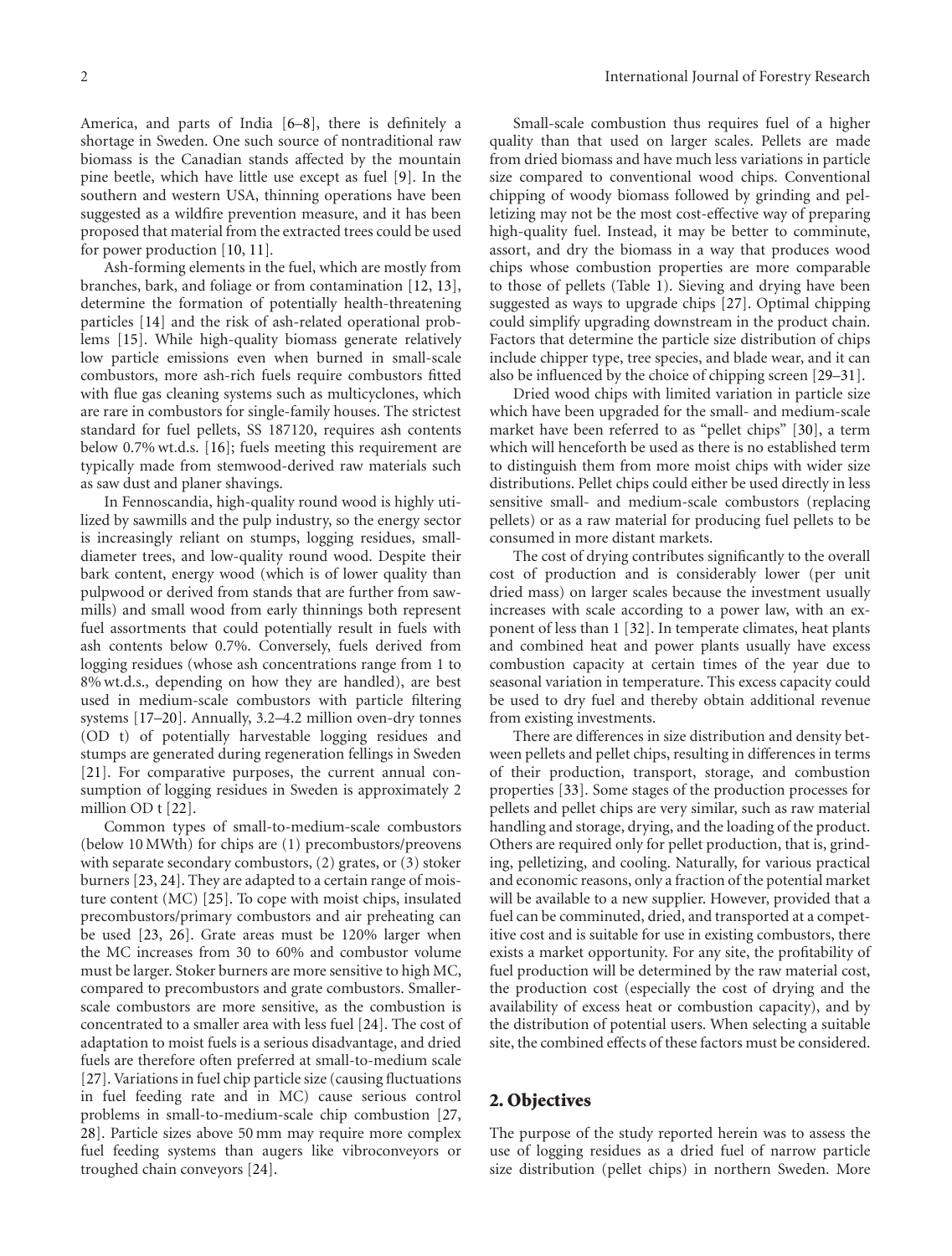America, and parts of India [6–8], there is definitely a shortage in Sweden. One such source of nontraditional raw biomass is the Canadian stands affected by the mountain pine beetle, which have little use except as fuel [9]. In the southern and western USA, thinning operations have been suggested as a wildfire prevention measure, and it has been proposed that material from the extracted trees could be used for power production [10, 11].

Ash-forming elements in the fuel, which are mostly from branches, bark, and foliage or from contamination [12, 13], determine the formation of potentially health-threatening particles [14] and the risk of ash-related operational problems [15]. While high-quality biomass generate relatively low particle emissions even when burned in small-scale combustors, more ash-rich fuels require combustors fitted with flue gas cleaning systems such as multicyclones, which are rare in combustors for single-family houses. The strictest standard for fuel pellets, SS 187120, requires ash contents below 0.7% wt.d.s. [16]; fuels meeting this requirement are typically made from stemwood-derived raw materials such as saw dust and planer shavings.

In Fennoscandia, high-quality round wood is highly utilized by sawmills and the pulp industry, so the energy sector is increasingly reliant on stumps, logging residues, small-diameter trees, and low-quality round wood. Despite their bark content, energy wood (which is of lower quality than pulpwood or derived from stands that are further from sawmills) and small wood from early thinnings both represent fuel assortments that could potentially result in fuels with ash contents below 0.7%. Conversely, fuels derived from logging residues (whose ash concentrations range from 1 to 8% wt.d.s., depending on how they are handled), are best used in medium-scale combustors with particle filtering systems [17–20]. Annually, 3.2–4.2 million oven-dry tonnes (OD t) of potentially harvestable logging residues and stumps are generated during regeneration fellings in Sweden [21]. For comparative purposes, the current annual consumption of logging residues in Sweden is approximately 2 million OD t [22].

Common types of small-to-medium-scale combustors (below 10 MWth) for chips are (1) precombustors/preovens with separate secondary combustors, (2) grates, or (3) stoker burners [23, 24]. They are adapted to a certain range of moisture content (MC) [25]. To cope with moist chips, insulated precombustors/primary combustors and air preheating can be used [23, 26]. Grate areas must be 120% larger when the MC increases from 30 to 60% and combustor volume must be larger. Stoker burners are more sensitive to high MC, compared to precombustors and grate combustors. Smaller-scale combustors are more sensitive, as the combustion is concentrated to a smaller area with less fuel [24]. The cost of adaptation to moist fuels is a serious disadvantage, and dried fuels are therefore often preferred at small-to-medium scale [27]. Variations in fuel chip particle size (causing fluctuations in fuel feeding rate and in MC) cause serious control problems in small-to-medium-scale chip combustion [27, 28]. Particle sizes above 50 mm may require more complex fuel feeding systems than augers like vibroconveyors or troughed chain conveyors [24].

Small-scale combustion thus requires fuel of a higher quality than that used on larger scales. Pellets are made from dried biomass and have much less variations in particle size compared to conventional wood chips. Conventional chipping of woody biomass followed by grinding and pelletizing may not be the most cost-effective way of preparing high-quality fuel. Instead, it may be better to comminute, assort, and dry the biomass in a way that produces wood chips whose combustion properties are more comparable to those of pellets (Table 1). Sieving and drying have been suggested as ways to upgrade chips [27]. Optimal chipping could simplify upgrading downstream in the product chain. Factors that determine the particle size distribution of chips include chipper type, tree species, and blade wear, and it can also be influenced by the choice of chipping screen [29–31].

Dried wood chips with limited variation in particle size which have been upgraded for the small- and medium-scale market have been referred to as "pellet chips" [30], a term which will henceforth be used as there is no established term to distinguish them from more moist chips with wider size distributions. Pellet chips could either be used directly in less sensitive small- and medium-scale combustors (replacing pellets) or as a raw material for producing fuel pellets to be consumed in more distant markets.

The cost of drying contributes significantly to the overall cost of production and is considerably lower (per unit dried mass) on larger scales because the investment usually increases with scale according to a power law, with an exponent of less than 1 [32]. In temperate climates, heat plants and combined heat and power plants usually have excess combustion capacity at certain times of the year due to seasonal variation in temperature. This excess capacity could be used to dry fuel and thereby obtain additional revenue from existing investments.

There are differences in size distribution and density between pellets and pellet chips, resulting in differences in terms of their production, transport, storage, and combustion properties [33]. Some stages of the production processes for pellets and pellet chips are very similar, such as raw material handling and storage, drying, and the loading of the product. Others are required only for pellet production, that is, grinding, pelletizing, and cooling. Naturally, for various practical and economic reasons, only a fraction of the potential market will be available to a new supplier. However, provided that a fuel can be comminuted, dried, and transported at a competitive cost and is suitable for use in existing combustors, there exists a market opportunity. For any site, the profitability of fuel production will be determined by the raw material cost, the production cost (especially the cost of drying and the availability of excess heat or combustion capacity), and by the distribution of potential users. When selecting a suitable site, the combined effects of these factors must be considered.

## 2. Objectives

The purpose of the study reported herein was to assess the use of logging residues as a dried fuel of narrow particle size distribution (pellet chips) in northern Sweden. More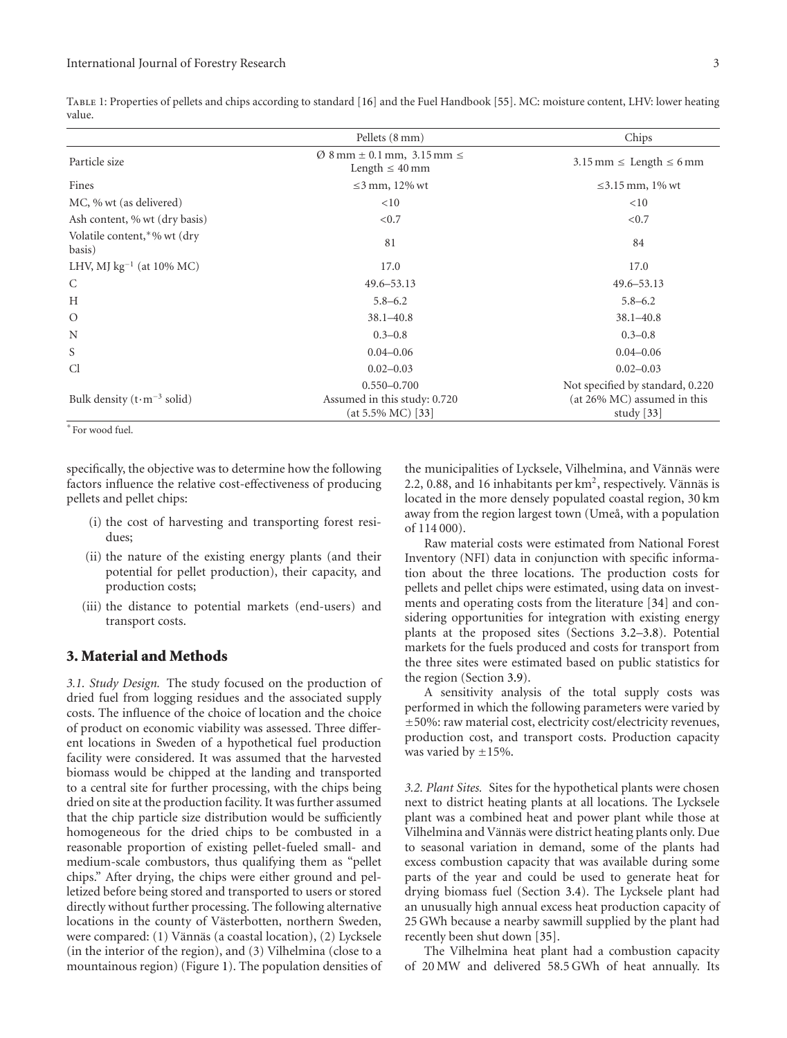Table 1: Properties of pellets and chips according to standard [16] and the Fuel Handbook [55]. MC: moisture content, LHV: lower heating value.

| | Pellets (8 mm) | Chips |
|---|---|---|
| Particle size | Ø 8 mm ± 0.1 mm, 3.15 mm ≤ Length ≤ 40 mm | 3.15 mm ≤ Length ≤ 6 mm |
| Fines | ≤3 mm, 12% wt | ≤3.15 mm, 1% wt |
| MC, % wt (as delivered) | <10 | <10 |
| Ash content, % wt (dry basis) | <0.7 | <0.7 |
| Volatile content,* % wt (dry basis) | 81 | 84 |
| LHV, MJ $kg^{-1}$ (at 10% MC) | 17.0 | 17.0 |
| C | 49.6–53.13 | 49.6–53.13 |
| H | 5.8–6.2 | 5.8–6.2 |
| O | 38.1–40.8 | 38.1–40.8 |
| N | 0.3–0.8 | 0.3–0.8 |
| S | 0.04–0.06 | 0.04–0.06 |
| Cl | 0.02–0.03 | 0.02–0.03 |
| Bulk density ($t \cdot m^{-3}$ solid) | 0.550–0.700 Assumed in this study: 0.720 (at 5.5% MC) [33] | Not specified by standard, 0.220 (at 26% MC) assumed in this study [33] |

*For wood fuel.

specifically, the objective was to determine how the following factors influence the relative cost-effectiveness of producing pellets and pellet chips:

(i) the cost of harvesting and transporting forest residues;

(ii) the nature of the existing energy plants (and their potential for pellet production), their capacity, and production costs;

(iii) the distance to potential markets (end-users) and transport costs.

## 3. Material and Methods

*3.1. Study Design.* The study focused on the production of dried fuel from logging residues and the associated supply costs. The influence of the choice of location and the choice of product on economic viability was assessed. Three different locations in Sweden of a hypothetical fuel production facility were considered. It was assumed that the harvested biomass would be chipped at the landing and transported to a central site for further processing, with the chips being dried on site at the production facility. It was further assumed that the chip particle size distribution would be sufficiently homogeneous for the dried chips to be combusted in a reasonable proportion of existing pellet-fueled small- and medium-scale combustors, thus qualifying them as "pellet chips." After drying, the chips were either ground and pelletized before being stored and transported to users or stored directly without further processing. The following alternative locations in the county of Västerbotten, northern Sweden, were compared: (1) Vännäs (a coastal location), (2) Lycksele (in the interior of the region), and (3) Vilhelmina (close to a mountainous region) (Figure 1). The population densities of the municipalities of Lycksele, Vilhelmina, and Vännäs were 2.2, 0.88, and 16 inhabitants per $km^2$, respectively. Vännäs is located in the more densely populated coastal region, 30 km away from the region largest town (Umeå, with a population of 114 000).

Raw material costs were estimated from National Forest Inventory (NFI) data in conjunction with specific information about the three locations. The production costs for pellets and pellet chips were estimated, using data on investments and operating costs from the literature [34] and considering opportunities for integration with existing energy plants at the proposed sites (Sections 3.2–3.8). Potential markets for the fuels produced and costs for transport from the three sites were estimated based on public statistics for the region (Section 3.9).

A sensitivity analysis of the total supply costs was performed in which the following parameters were varied by ±50%: raw material cost, electricity cost/electricity revenues, production cost, and transport costs. Production capacity was varied by ±15%.

*3.2. Plant Sites.* Sites for the hypothetical plants were chosen next to district heating plants at all locations. The Lycksele plant was a combined heat and power plant while those at Vilhelmina and Vännäs were district heating plants only. Due to seasonal variation in demand, some of the plants had excess combustion capacity that was available during some parts of the year and could be used to generate heat for drying biomass fuel (Section 3.4). The Lycksele plant had an unusually high annual excess heat production capacity of 25 GWh because a nearby sawmill supplied by the plant had recently been shut down [35].

The Vilhelmina heat plant had a combustion capacity of 20 MW and delivered 58.5 GWh of heat annually. Its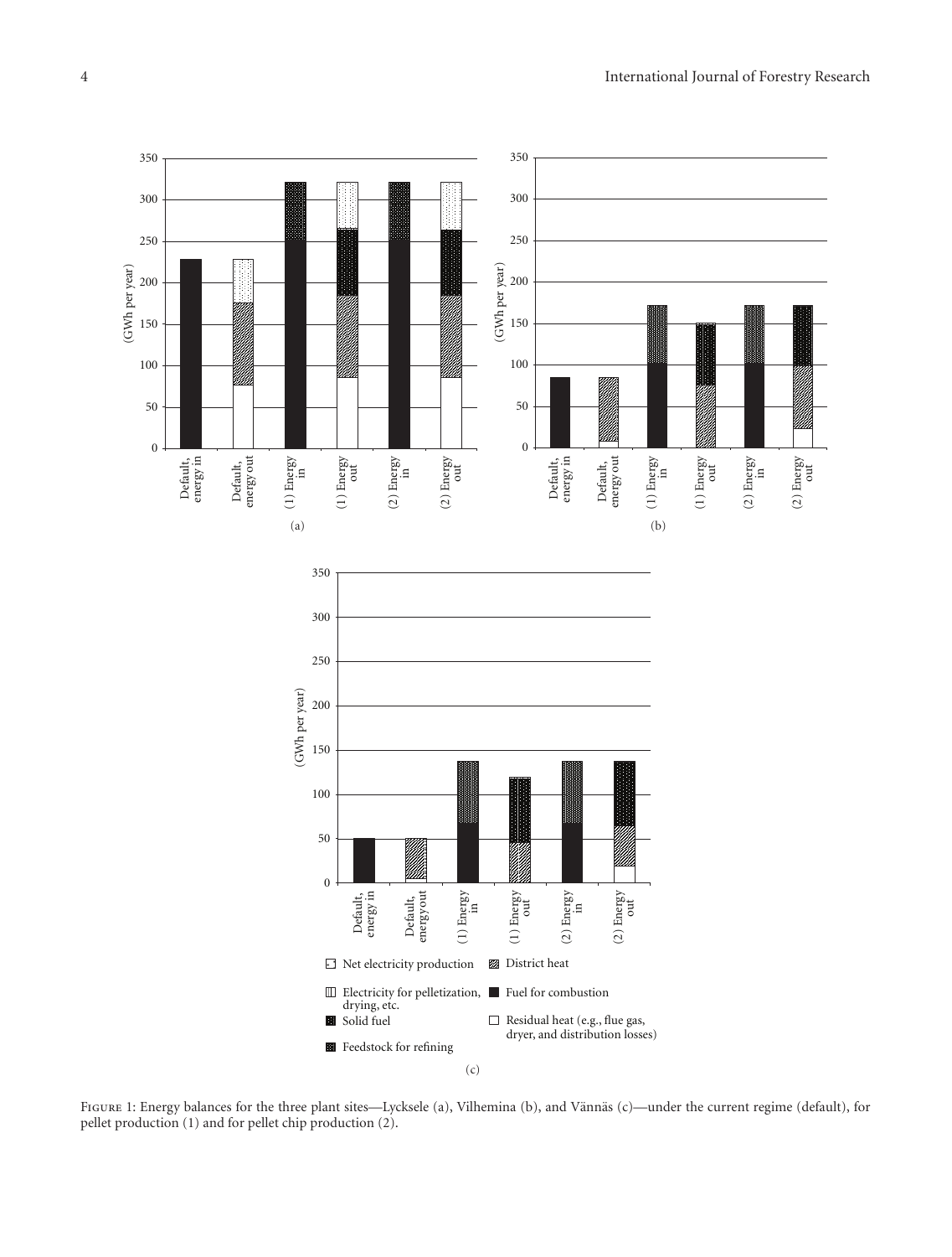Figure 1: Energy balances for the three plant sites—Lycksele (a), Vilhemina (b), and Vännäs (c)—under the current regime (default), for pellet production (1) and for pellet chip production (2).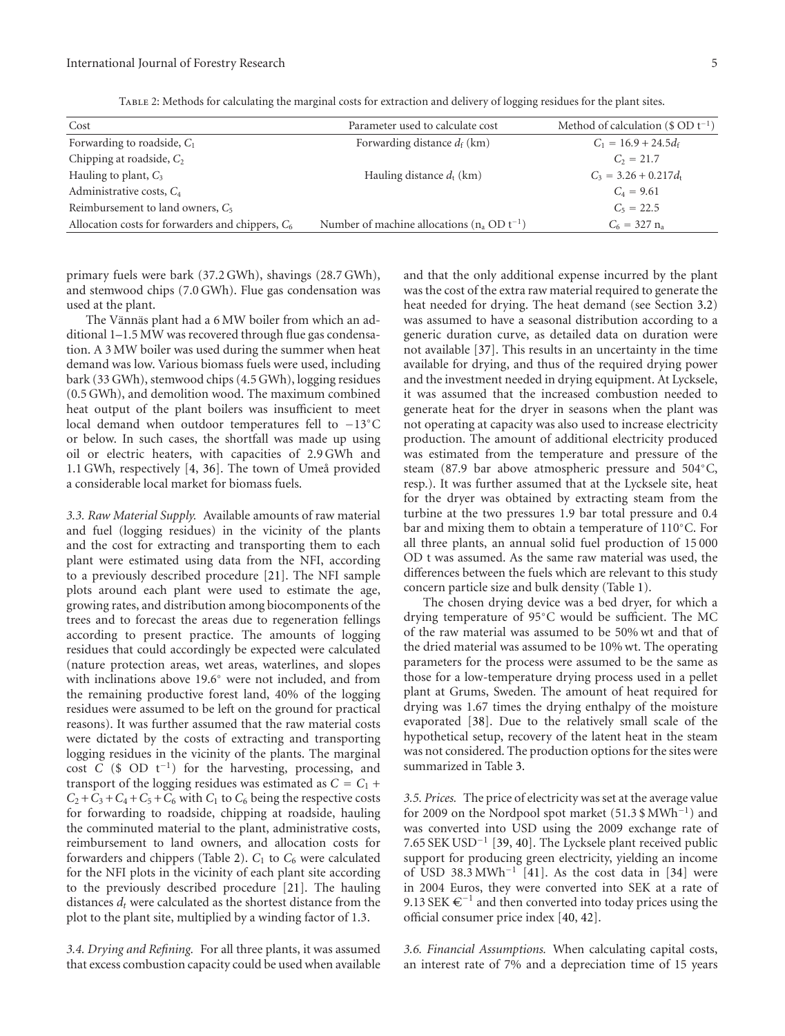Table 2: Methods for calculating the marginal costs for extraction and delivery of logging residues for the plant sites.

| Cost | Parameter used to calculate cost | Method of calculation ($ OD $t^{-1}$) |
|---|---|---|
| Forwarding to roadside, $C_1$ | Forwarding distance $d_f$ (km) | $C_1 = 16.9 + 24.5d_f$ |
| Chipping at roadside, $C_2$ | | $C_2 = 21.7$ |
| Hauling to plant, $C_3$ | Hauling distance $d_t$ (km) | $C_3 = 3.26 + 0.217d_t$ |
| Administrative costs, $C_4$ | | $C_4 = 9.61$ |
| Reimbursement to land owners, $C_5$ | | $C_5 = 22.5$ |
| Allocation costs for forwarders and chippers, $C_6$ | Number of machine allocations ($n_a$ OD $t^{-1}$) | $C_6 = 327\ n_a$ |

primary fuels were bark (37.2 GWh), shavings (28.7 GWh), and stemwood chips (7.0 GWh). Flue gas condensation was used at the plant.

The Vännäs plant had a 6 MW boiler from which an additional 1–1.5 MW was recovered through flue gas condensation. A 3 MW boiler was used during the summer when heat demand was low. Various biomass fuels were used, including bark (33 GWh), stemwood chips (4.5 GWh), logging residues (0.5 GWh), and demolition wood. The maximum combined heat output of the plant boilers was insufficient to meet local demand when outdoor temperatures fell to −13°C or below. In such cases, the shortfall was made up using oil or electric heaters, with capacities of 2.9 GWh and 1.1 GWh, respectively [4, 36]. The town of Umeå provided a considerable local market for biomass fuels.

*3.3. Raw Material Supply.* Available amounts of raw material and fuel (logging residues) in the vicinity of the plants and the cost for extracting and transporting them to each plant were estimated using data from the NFI, according to a previously described procedure [21]. The NFI sample plots around each plant were used to estimate the age, growing rates, and distribution among biocomponents of the trees and to forecast the areas due to regeneration fellings according to present practice. The amounts of logging residues that could accordingly be expected were calculated (nature protection areas, wet areas, waterlines, and slopes with inclinations above 19.6° were not included, and from the remaining productive forest land, 40% of the logging residues were assumed to be left on the ground for practical reasons). It was further assumed that the raw material costs were dictated by the costs of extracting and transporting logging residues in the vicinity of the plants. The marginal cost $C$ ($ OD $t^{-1}$) for the harvesting, processing, and transport of the logging residues was estimated as $C = C_1 + C_2 + C_3 + C_4 + C_5 + C_6$ with $C_1$ to $C_6$ being the respective costs for forwarding to roadside, chipping at roadside, hauling the comminuted material to the plant, administrative costs, reimbursement to land owners, and allocation costs for forwarders and chippers (Table 2). $C_1$ to $C_6$ were calculated for the NFI plots in the vicinity of each plant site according to the previously described procedure [21]. The hauling distances $d_t$ were calculated as the shortest distance from the plot to the plant site, multiplied by a winding factor of 1.3.

*3.4. Drying and Refining.* For all three plants, it was assumed that excess combustion capacity could be used when available and that the only additional expense incurred by the plant was the cost of the extra raw material required to generate the heat needed for drying. The heat demand (see Section 3.2) was assumed to have a seasonal distribution according to a generic duration curve, as detailed data on duration were not available [37]. This results in an uncertainty in the time available for drying, and thus of the required drying power and the investment needed in drying equipment. At Lycksele, it was assumed that the increased combustion needed to generate heat for the dryer in seasons when the plant was not operating at capacity was also used to increase electricity production. The amount of additional electricity produced was estimated from the temperature and pressure of the steam (87.9 bar above atmospheric pressure and 504°C, resp.). It was further assumed that at the Lycksele site, heat for the dryer was obtained by extracting steam from the turbine at the two pressures 1.9 bar total pressure and 0.4 bar and mixing them to obtain a temperature of 110°C. For all three plants, an annual solid fuel production of 15 000 OD t was assumed. As the same raw material was used, the differences between the fuels which are relevant to this study concern particle size and bulk density (Table 1).

The chosen drying device was a bed dryer, for which a drying temperature of 95°C would be sufficient. The MC of the raw material was assumed to be 50% wt and that of the dried material was assumed to be 10% wt. The operating parameters for the process were assumed to be the same as those for a low-temperature drying process used in a pellet plant at Grums, Sweden. The amount of heat required for drying was 1.67 times the drying enthalpy of the moisture evaporated [38]. Due to the relatively small scale of the hypothetical setup, recovery of the latent heat in the steam was not considered. The production options for the sites were summarized in Table 3.

*3.5. Prices.* The price of electricity was set at the average value for 2009 on the Nordpool spot market (51.3 $ $MWh^{-1}$) and was converted into USD using the 2009 exchange rate of 7.65 SEK $USD^{-1}$ [39, 40]. The Lycksele plant received public support for producing green electricity, yielding an income of USD 38.3 $MWh^{-1}$ [41]. As the cost data in [34] were in 2004 Euros, they were converted into SEK at a rate of 9.13 SEK €$^{-1}$ and then converted into today prices using the official consumer price index [40, 42].

*3.6. Financial Assumptions.* When calculating capital costs, an interest rate of 7% and a depreciation time of 15 years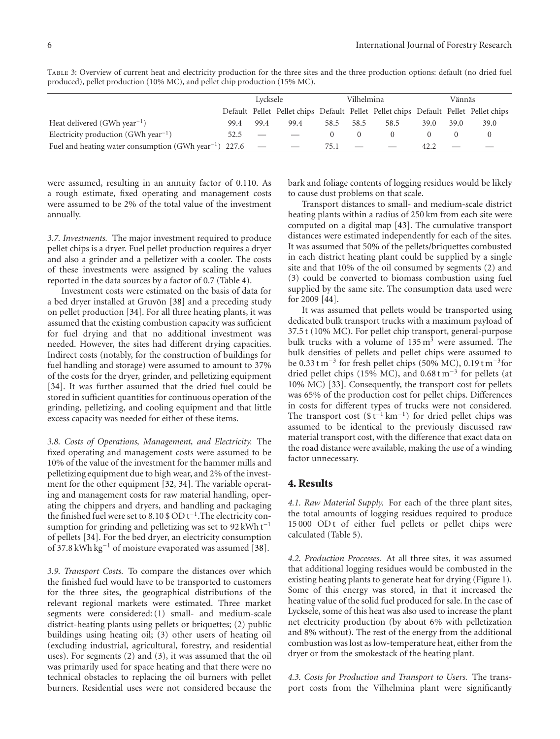Table 3: Overview of current heat and electricity production for the three sites and the three production options: default (no dried fuel produced), pellet production (10% MC), and pellet chip production (15% MC).

| | Lycksele | | | Vilhelmina | | | Vännäs | | |
|---|---|---|---|---|---|---|---|---|---|
| | Default | Pellet | Pellet chips | Default | Pellet | Pellet chips | Default | Pellet | Pellet chips |
| Heat delivered (GWh year$^{-1}$) | 99.4 | 99.4 | 99.4 | 58.5 | 58.5 | 58.5 | 39.0 | 39.0 | 39.0 |
| Electricity production (GWh year$^{-1}$) | 52.5 | — | — | 0 | 0 | 0 | 0 | 0 | 0 |
| Fuel and heating water consumption (GWh year$^{-1}$) | 227.6 | — | — | 75.1 | — | — | 42.2 | — | — |

were assumed, resulting in an annuity factor of 0.110. As a rough estimate, fixed operating and management costs were assumed to be 2% of the total value of the investment annually.

*3.7. Investments.* The major investment required to produce pellet chips is a dryer. Fuel pellet production requires a dryer and also a grinder and a pelletizer with a cooler. The costs of these investments were assigned by scaling the values reported in the data sources by a factor of 0.7 (Table 4).

Investment costs were estimated on the basis of data for a bed dryer installed at Gruvön [38] and a preceding study on pellet production [34]. For all three heating plants, it was assumed that the existing combustion capacity was sufficient for fuel drying and that no additional investment was needed. However, the sites had different drying capacities. Indirect costs (notably, for the construction of buildings for fuel handling and storage) were assumed to amount to 37% of the costs for the dryer, grinder, and pelletizing equipment [34]. It was further assumed that the dried fuel could be stored in sufficient quantities for continuous operation of the grinding, pelletizing, and cooling equipment and that little excess capacity was needed for either of these items.

*3.8. Costs of Operations, Management, and Electricity.* The fixed operating and management costs were assumed to be 10% of the value of the investment for the hammer mills and pelletizing equipment due to high wear, and 2% of the investment for the other equipment [32, 34]. The variable operating and management costs for raw material handling, operating the chippers and dryers, and handling and packaging the finished fuel were set to 8.10 \$ OD t$^{-1}$. The electricity consumption for grinding and pelletizing was set to 92 kWh t$^{-1}$ of pellets [34]. For the bed dryer, an electricity consumption of 37.8 kWh kg$^{-1}$ of moisture evaporated was assumed [38].

*3.9. Transport Costs.* To compare the distances over which the finished fuel would have to be transported to customers for the three sites, the geographical distributions of the relevant regional markets were estimated. Three market segments were considered: (1) small- and medium-scale district-heating plants using pellets or briquettes; (2) public buildings using heating oil; (3) other users of heating oil (excluding industrial, agricultural, forestry, and residential uses). For segments (2) and (3), it was assumed that the oil was primarily used for space heating and that there were no technical obstacles to replacing the oil burners with pellet burners. Residential uses were not considered because the bark and foliage contents of logging residues would be likely to cause dust problems on that scale.

Transport distances to small- and medium-scale district heating plants within a radius of 250 km from each site were computed on a digital map [43]. The cumulative transport distances were estimated independently for each of the sites. It was assumed that 50% of the pellets/briquettes combusted in each district heating plant could be supplied by a single site and that 10% of the oil consumed by segments (2) and (3) could be converted to biomass combustion using fuel supplied by the same site. The consumption data used were for 2009 [44].

It was assumed that pellets would be transported using dedicated bulk transport trucks with a maximum payload of 37.5 t (10% MC). For pellet chip transport, general-purpose bulk trucks with a volume of 135 m$^3$ were assumed. The bulk densities of pellets and pellet chips were assumed to be 0.33 t m$^{-3}$ for fresh pellet chips (50% MC), 0.19 t m$^{-3}$ for dried pellet chips (15% MC), and 0.68 t m$^{-3}$ for pellets (at 10% MC) [33]. Consequently, the transport cost for pellets was 65% of the production cost for pellet chips. Differences in costs for different types of trucks were not considered. The transport cost (\$ t$^{-1}$ km$^{-1}$) for dried pellet chips was assumed to be identical to the previously discussed raw material transport cost, with the difference that exact data on the road distance were available, making the use of a winding factor unnecessary.

## 4. Results

*4.1. Raw Material Supply.* For each of the three plant sites, the total amounts of logging residues required to produce 15 000 OD t of either fuel pellets or pellet chips were calculated (Table 5).

*4.2. Production Processes.* At all three sites, it was assumed that additional logging residues would be combusted in the existing heating plants to generate heat for drying (Figure 1). Some of this energy was stored, in that it increased the heating value of the solid fuel produced for sale. In the case of Lycksele, some of this heat was also used to increase the plant net electricity production (by about 6% with pelletization and 8% without). The rest of the energy from the additional combustion was lost as low-temperature heat, either from the dryer or from the smokestack of the heating plant.

*4.3. Costs for Production and Transport to Users.* The transport costs from the Vilhelmina plant were significantly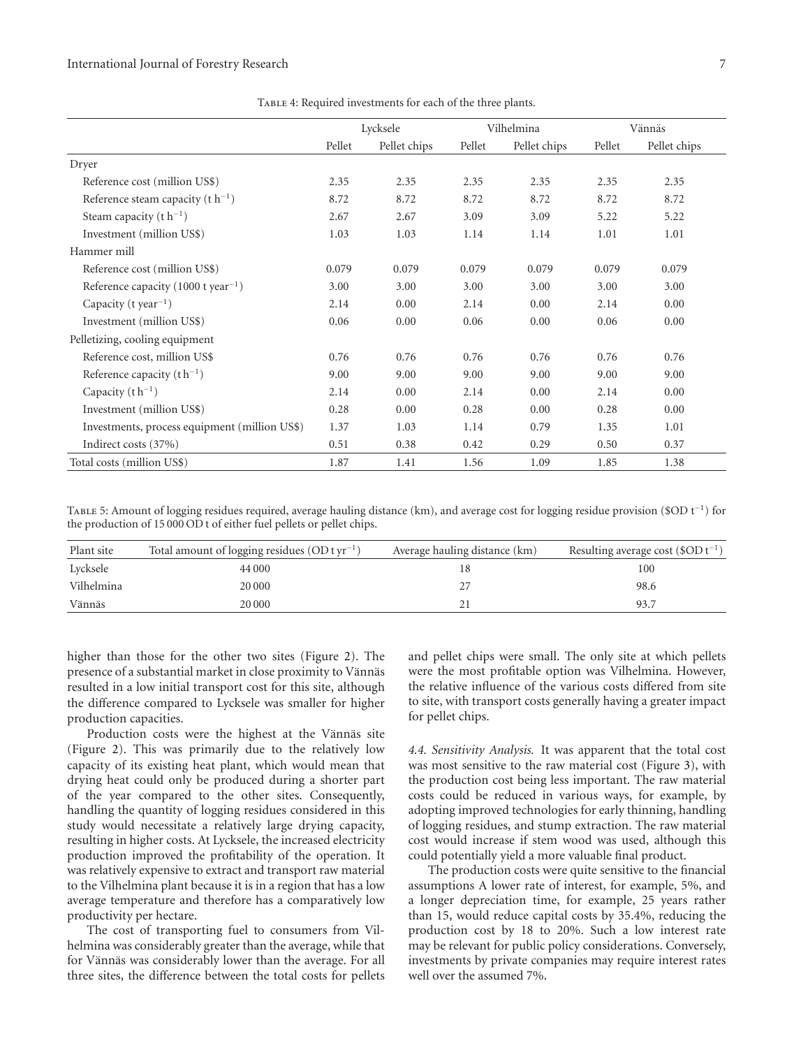Table 4: Required investments for each of the three plants.

| | Lycksele | | Vilhelmina | | Vännäs | |
|---|---|---|---|---|---|---|
| | Pellet | Pellet chips | Pellet | Pellet chips | Pellet | Pellet chips |
| Dryer | | | | | | |
| Reference cost (million US$) | 2.35 | 2.35 | 2.35 | 2.35 | 2.35 | 2.35 |
| Reference steam capacity ($t\,h^{-1}$) | 8.72 | 8.72 | 8.72 | 8.72 | 8.72 | 8.72 |
| Steam capacity ($t\,h^{-1}$) | 2.67 | 2.67 | 3.09 | 3.09 | 5.22 | 5.22 |
| Investment (million US$) | 1.03 | 1.03 | 1.14 | 1.14 | 1.01 | 1.01 |
| Hammer mill | | | | | | |
| Reference cost (million US$) | 0.079 | 0.079 | 0.079 | 0.079 | 0.079 | 0.079 |
| Reference capacity (1000 t $year^{-1}$) | 3.00 | 3.00 | 3.00 | 3.00 | 3.00 | 3.00 |
| Capacity (t $year^{-1}$) | 2.14 | 0.00 | 2.14 | 0.00 | 2.14 | 0.00 |
| Investment (million US$) | 0.06 | 0.00 | 0.06 | 0.00 | 0.06 | 0.00 |
| Pelletizing, cooling equipment | | | | | | |
| Reference cost, million US$ | 0.76 | 0.76 | 0.76 | 0.76 | 0.76 | 0.76 |
| Reference capacity ($t\,h^{-1}$) | 9.00 | 9.00 | 9.00 | 9.00 | 9.00 | 9.00 |
| Capacity ($t\,h^{-1}$) | 2.14 | 0.00 | 2.14 | 0.00 | 2.14 | 0.00 |
| Investment (million US$) | 0.28 | 0.00 | 0.28 | 0.00 | 0.28 | 0.00 |
| Investments, process equipment (million US$) | 1.37 | 1.03 | 1.14 | 0.79 | 1.35 | 1.01 |
| Indirect costs (37%) | 0.51 | 0.38 | 0.42 | 0.29 | 0.50 | 0.37 |
| Total costs (million US$) | 1.87 | 1.41 | 1.56 | 1.09 | 1.85 | 1.38 |

Table 5: Amount of logging residues required, average hauling distance (km), and average cost for logging residue provision ($\$OD\,t^{-1}$) for the production of 15 000 OD t of either fuel pellets or pellet chips.

| Plant site | Total amount of logging residues (OD t $yr^{-1}$) | Average hauling distance (km) | Resulting average cost ($\$OD\,t^{-1}$) |
|---|---|---|---|
| Lycksele | 44 000 | 18 | 100 |
| Vilhelmina | 20 000 | 27 | 98.6 |
| Vännäs | 20 000 | 21 | 93.7 |

higher than those for the other two sites (Figure 2). The presence of a substantial market in close proximity to Vännäs resulted in a low initial transport cost for this site, although the difference compared to Lycksele was smaller for higher production capacities.

Production costs were the highest at the Vännäs site (Figure 2). This was primarily due to the relatively low capacity of its existing heat plant, which would mean that drying heat could only be produced during a shorter part of the year compared to the other sites. Consequently, handling the quantity of logging residues considered in this study would necessitate a relatively large drying capacity, resulting in higher costs. At Lycksele, the increased electricity production improved the profitability of the operation. It was relatively expensive to extract and transport raw material to the Vilhelmina plant because it is in a region that has a low average temperature and therefore has a comparatively low productivity per hectare.

The cost of transporting fuel to consumers from Vilhelmina was considerably greater than the average, while that for Vännäs was considerably lower than the average. For all three sites, the difference between the total costs for pellets and pellet chips were small. The only site at which pellets were the most profitable option was Vilhelmina. However, the relative influence of the various costs differed from site to site, with transport costs generally having a greater impact for pellet chips.

*4.4. Sensitivity Analysis.* It was apparent that the total cost was most sensitive to the raw material cost (Figure 3), with the production cost being less important. The raw material costs could be reduced in various ways, for example, by adopting improved technologies for early thinning, handling of logging residues, and stump extraction. The raw material cost would increase if stem wood was used, although this could potentially yield a more valuable final product.

The production costs were quite sensitive to the financial assumptions A lower rate of interest, for example, 5%, and a longer depreciation time, for example, 25 years rather than 15, would reduce capital costs by 35.4%, reducing the production cost by 18 to 20%. Such a low interest rate may be relevant for public policy considerations. Conversely, investments by private companies may require interest rates well over the assumed 7%.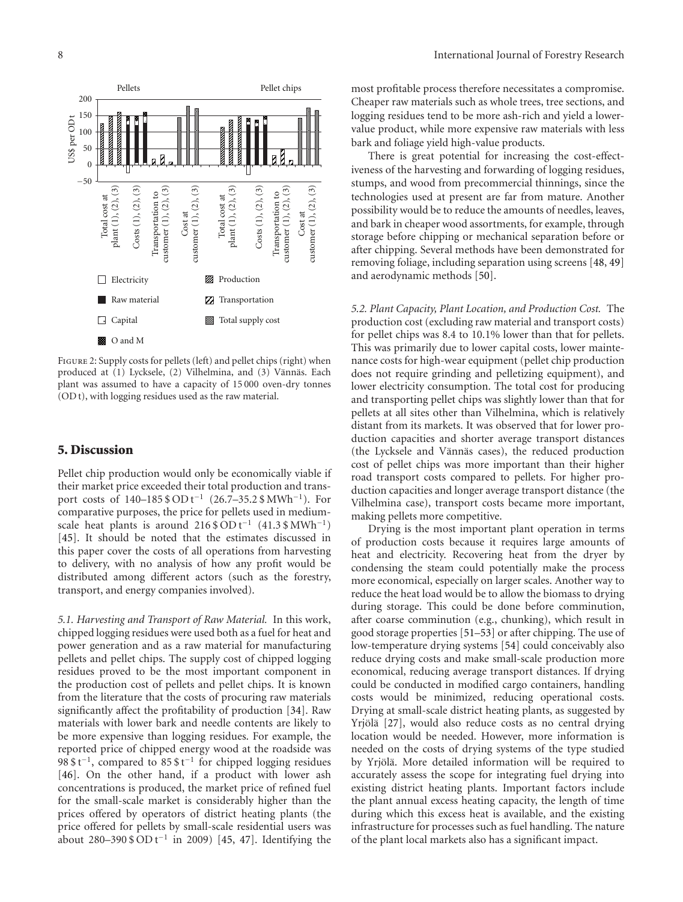Figure 2: Supply costs for pellets (left) and pellet chips (right) when produced at (1) Lycksele, (2) Vilhelmina, and (3) Vännäs. Each plant was assumed to have a capacity of 15 000 oven-dry tonnes (OD t), with logging residues used as the raw material.

## 5. Discussion

Pellet chip production would only be economically viable if their market price exceeded their total production and transport costs of 140–185 \$ OD $t^{-1}$ (26.7–35.2 \$ $MWh^{-1}$). For comparative purposes, the price for pellets used in medium-scale heat plants is around 216 \$ OD $t^{-1}$ (41.3 \$ $MWh^{-1}$) [45]. It should be noted that the estimates discussed in this paper cover the costs of all operations from harvesting to delivery, with no analysis of how any profit would be distributed among different actors (such as the forestry, transport, and energy companies involved).

*5.1. Harvesting and Transport of Raw Material.* In this work, chipped logging residues were used both as a fuel for heat and power generation and as a raw material for manufacturing pellets and pellet chips. The supply cost of chipped logging residues proved to be the most important component in the production cost of pellets and pellet chips. It is known from the literature that the costs of procuring raw materials significantly affect the profitability of production [34]. Raw materials with lower bark and needle contents are likely to be more expensive than logging residues. For example, the reported price of chipped energy wood at the roadside was 98 \$ $t^{-1}$, compared to 85 \$ $t^{-1}$ for chipped logging residues [46]. On the other hand, if a product with lower ash concentrations is produced, the market price of refined fuel for the small-scale market is considerably higher than the prices offered by operators of district heating plants (the price offered for pellets by small-scale residential users was about 280–390 \$ OD $t^{-1}$ in 2009) [45, 47]. Identifying the most profitable process therefore necessitates a compromise. Cheaper raw materials such as whole trees, tree sections, and logging residues tend to be more ash-rich and yield a lower-value product, while more expensive raw materials with less bark and foliage yield high-value products.

There is great potential for increasing the cost-effectiveness of the harvesting and forwarding of logging residues, stumps, and wood from precommercial thinnings, since the technologies used at present are far from mature. Another possibility would be to reduce the amounts of needles, leaves, and bark in cheaper wood assortments, for example, through storage before chipping or mechanical separation before or after chipping. Several methods have been demonstrated for removing foliage, including separation using screens [48, 49] and aerodynamic methods [50].

*5.2. Plant Capacity, Plant Location, and Production Cost.* The production cost (excluding raw material and transport costs) for pellet chips was 8.4 to 10.1% lower than that for pellets. This was primarily due to lower capital costs, lower maintenance costs for high-wear equipment (pellet chip production does not require grinding and pelletizing equipment), and lower electricity consumption. The total cost for producing and transporting pellet chips was slightly lower than that for pellets at all sites other than Vilhelmina, which is relatively distant from its markets. It was observed that for lower production capacities and shorter average transport distances (the Lycksele and Vännäs cases), the reduced production cost of pellet chips was more important than their higher road transport costs compared to pellets. For higher production capacities and longer average transport distance (the Vilhelmina case), transport costs became more important, making pellets more competitive.

Drying is the most important plant operation in terms of production costs because it requires large amounts of heat and electricity. Recovering heat from the dryer by condensing the steam could potentially make the process more economical, especially on larger scales. Another way to reduce the heat load would be to allow the biomass to drying during storage. This could be done before comminution, after coarse comminution (e.g., chunking), which result in good storage properties [51–53] or after chipping. The use of low-temperature drying systems [54] could conceivably also reduce drying costs and make small-scale production more economical, reducing average transport distances. If drying could be conducted in modified cargo containers, handling costs would be minimized, reducing operational costs. Drying at small-scale district heating plants, as suggested by Yrjölä [27], would also reduce costs as no central drying location would be needed. However, more information is needed on the costs of drying systems of the type studied by Yrjölä. More detailed information will be required to accurately assess the scope for integrating fuel drying into existing district heating plants. Important factors include the plant annual excess heating capacity, the length of time during which this excess heat is available, and the existing infrastructure for processes such as fuel handling. The nature of the plant local markets also has a significant impact.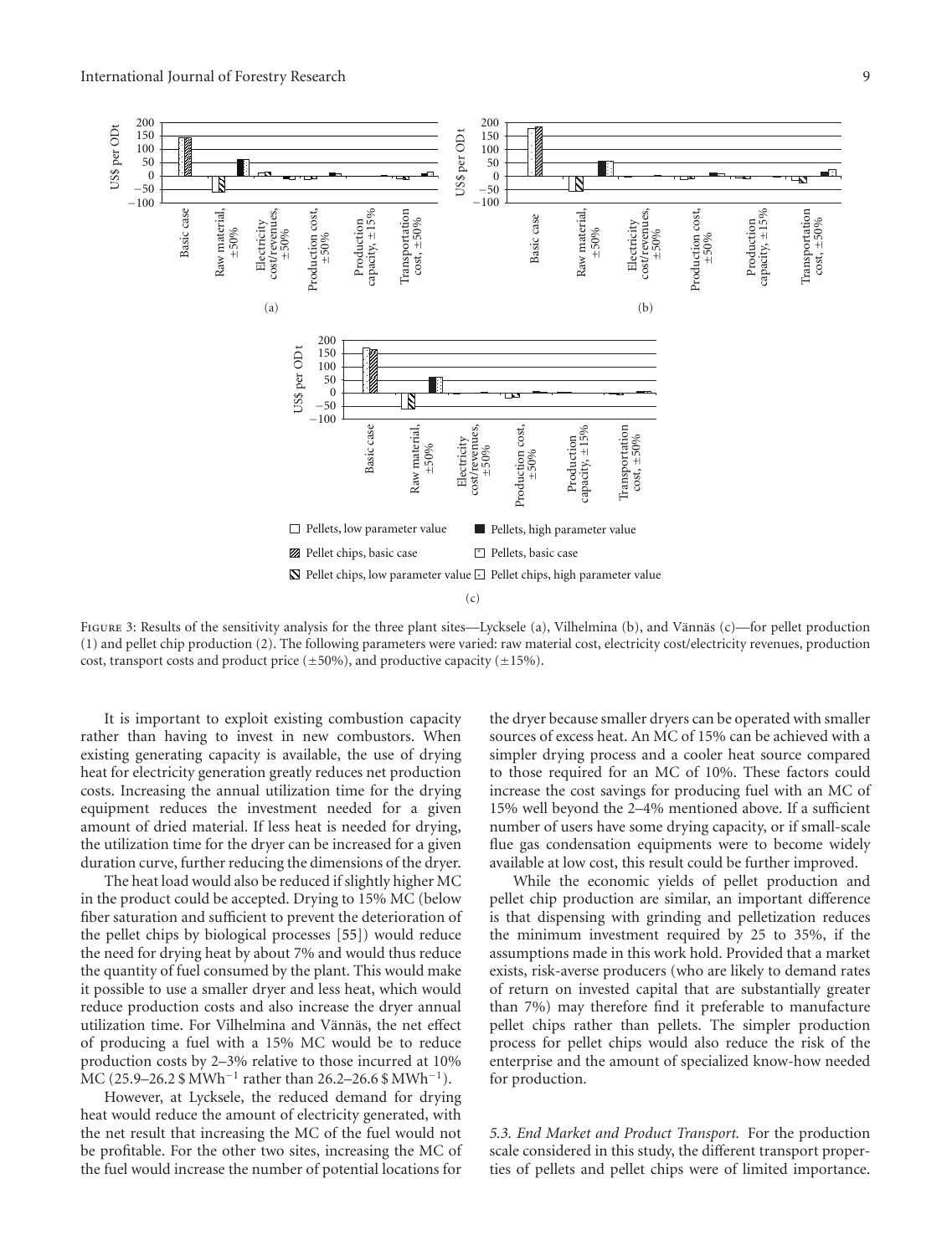Figure 3: Results of the sensitivity analysis for the three plant sites—Lycksele (a), Vilhelmina (b), and Vännäs (c)—for pellet production (1) and pellet chip production (2). The following parameters were varied: raw material cost, electricity cost/electricity revenues, production cost, transport costs and product price (±50%), and productive capacity (±15%).

It is important to exploit existing combustion capacity rather than having to invest in new combustors. When existing generating capacity is available, the use of drying heat for electricity generation greatly reduces net production costs. Increasing the annual utilization time for the drying equipment reduces the investment needed for a given amount of dried material. If less heat is needed for drying, the utilization time for the dryer can be increased for a given duration curve, further reducing the dimensions of the dryer.

The heat load would also be reduced if slightly higher MC in the product could be accepted. Drying to 15% MC (below fiber saturation and sufficient to prevent the deterioration of the pellet chips by biological processes [55]) would reduce the need for drying heat by about 7% and would thus reduce the quantity of fuel consumed by the plant. This would make it possible to use a smaller dryer and less heat, which would reduce production costs and also increase the dryer annual utilization time. For Vilhelmina and Vännäs, the net effect of producing a fuel with a 15% MC would be to reduce production costs by 2–3% relative to those incurred at 10% MC (25.9–26.2 $\$$ $\text{MWh}^{-1}$ rather than 26.2–26.6 $\$$ $\text{MWh}^{-1}$).

However, at Lycksele, the reduced demand for drying heat would reduce the amount of electricity generated, with the net result that increasing the MC of the fuel would not be profitable. For the other two sites, increasing the MC of the fuel would increase the number of potential locations for the dryer because smaller dryers can be operated with smaller sources of excess heat. An MC of 15% can be achieved with a simpler drying process and a cooler heat source compared to those required for an MC of 10%. These factors could increase the cost savings for producing fuel with an MC of 15% well beyond the 2–4% mentioned above. If a sufficient number of users have some drying capacity, or if small-scale flue gas condensation equipments were to become widely available at low cost, this result could be further improved.

While the economic yields of pellet production and pellet chip production are similar, an important difference is that dispensing with grinding and pelletization reduces the minimum investment required by 25 to 35%, if the assumptions made in this work hold. Provided that a market exists, risk-averse producers (who are likely to demand rates of return on invested capital that are substantially greater than 7%) may therefore find it preferable to manufacture pellet chips rather than pellets. The simpler production process for pellet chips would also reduce the risk of the enterprise and the amount of specialized know-how needed for production.

*5.3. End Market and Product Transport.* For the production scale considered in this study, the different transport properties of pellets and pellet chips were of limited importance.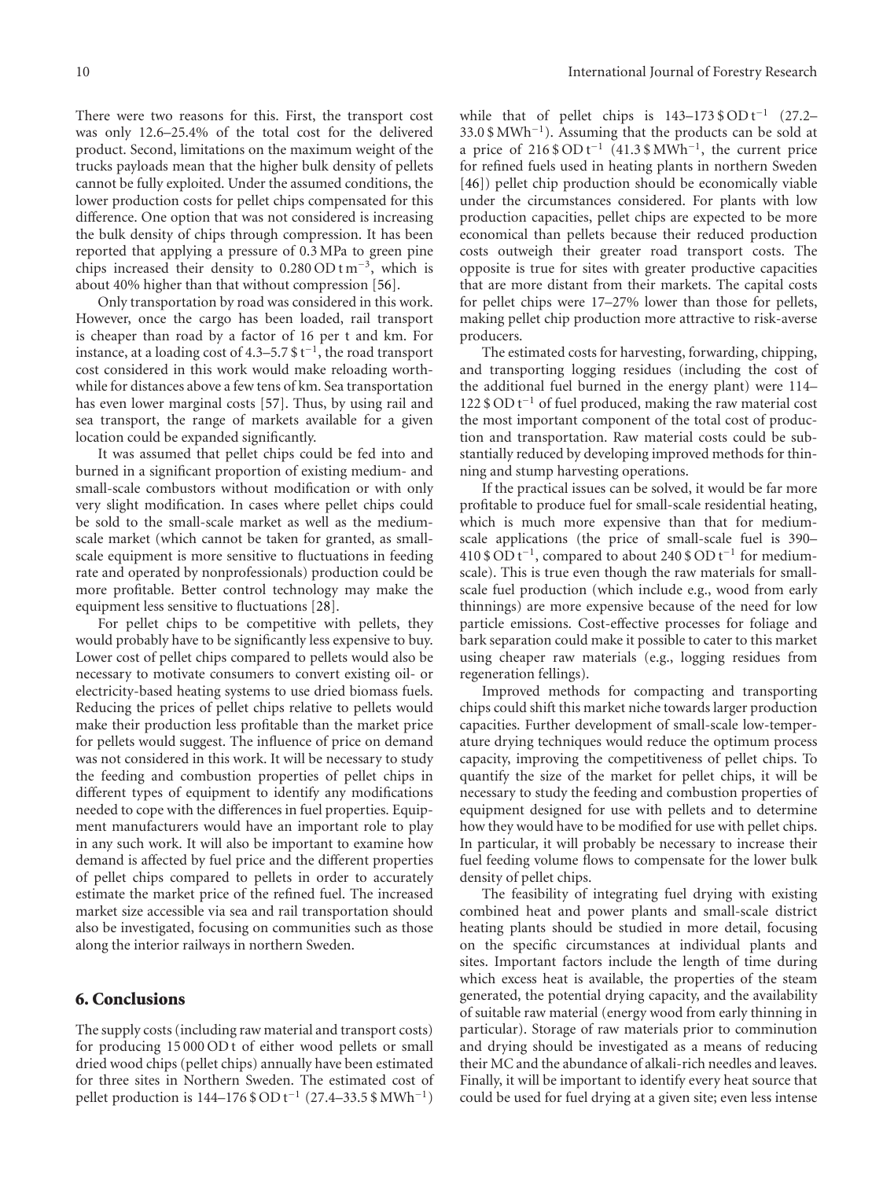There were two reasons for this. First, the transport cost was only 12.6–25.4% of the total cost for the delivered product. Second, limitations on the maximum weight of the trucks payloads mean that the higher bulk density of pellets cannot be fully exploited. Under the assumed conditions, the lower production costs for pellet chips compensated for this difference. One option that was not considered is increasing the bulk density of chips through compression. It has been reported that applying a pressure of 0.3 MPa to green pine chips increased their density to 0.280 OD t $m^{-3}$, which is about 40% higher than that without compression [56].

Only transportation by road was considered in this work. However, once the cargo has been loaded, rail transport is cheaper than road by a factor of 16 per t and km. For instance, at a loading cost of 4.3–5.7 \$ $t^{-1}$, the road transport cost considered in this work would make reloading worthwhile for distances above a few tens of km. Sea transportation has even lower marginal costs [57]. Thus, by using rail and sea transport, the range of markets available for a given location could be expanded significantly.

It was assumed that pellet chips could be fed into and burned in a significant proportion of existing medium- and small-scale combustors without modification or with only very slight modification. In cases where pellet chips could be sold to the small-scale market as well as the medium-scale market (which cannot be taken for granted, as small-scale equipment is more sensitive to fluctuations in feeding rate and operated by nonprofessionals) production could be more profitable. Better control technology may make the equipment less sensitive to fluctuations [28].

For pellet chips to be competitive with pellets, they would probably have to be significantly less expensive to buy. Lower cost of pellet chips compared to pellets would also be necessary to motivate consumers to convert existing oil- or electricity-based heating systems to use dried biomass fuels. Reducing the prices of pellet chips relative to pellets would make their production less profitable than the market price for pellets would suggest. The influence of price on demand was not considered in this work. It will be necessary to study the feeding and combustion properties of pellet chips in different types of equipment to identify any modifications needed to cope with the differences in fuel properties. Equipment manufacturers would have an important role to play in any such work. It will also be important to examine how demand is affected by fuel price and the different properties of pellet chips compared to pellets in order to accurately estimate the market price of the refined fuel. The increased market size accessible via sea and rail transportation should also be investigated, focusing on communities such as those along the interior railways in northern Sweden.

## 6. Conclusions

The supply costs (including raw material and transport costs) for producing 15 000 OD t of either wood pellets or small dried wood chips (pellet chips) annually have been estimated for three sites in Northern Sweden. The estimated cost of pellet production is 144–176 \$ OD $t^{-1}$ (27.4–33.5 \$ $MWh^{-1}$) while that of pellet chips is 143–173 \$ OD $t^{-1}$ (27.2–33.0 \$ $MWh^{-1}$). Assuming that the products can be sold at a price of 216 \$ OD $t^{-1}$ (41.3 \$ $MWh^{-1}$, the current price for refined fuels used in heating plants in northern Sweden [46]) pellet chip production should be economically viable under the circumstances considered. For plants with low production capacities, pellet chips are expected to be more economical than pellets because their reduced production costs outweigh their greater road transport costs. The opposite is true for sites with greater productive capacities that are more distant from their markets. The capital costs for pellet chips were 17–27% lower than those for pellets, making pellet chip production more attractive to risk-averse producers.

The estimated costs for harvesting, forwarding, chipping, and transporting logging residues (including the cost of the additional fuel burned in the energy plant) were 114–122 \$ OD $t^{-1}$ of fuel produced, making the raw material cost the most important component of the total cost of production and transportation. Raw material costs could be substantially reduced by developing improved methods for thinning and stump harvesting operations.

If the practical issues can be solved, it would be far more profitable to produce fuel for small-scale residential heating, which is much more expensive than that for medium-scale applications (the price of small-scale fuel is 390–410 \$ OD $t^{-1}$, compared to about 240 \$ OD $t^{-1}$ for medium-scale). This is true even though the raw materials for small-scale fuel production (which include e.g., wood from early thinnings) are more expensive because of the need for low particle emissions. Cost-effective processes for foliage and bark separation could make it possible to cater to this market using cheaper raw materials (e.g., logging residues from regeneration fellings).

Improved methods for compacting and transporting chips could shift this market niche towards larger production capacities. Further development of small-scale low-temperature drying techniques would reduce the optimum process capacity, improving the competitiveness of pellet chips. To quantify the size of the market for pellet chips, it will be necessary to study the feeding and combustion properties of equipment designed for use with pellets and to determine how they would have to be modified for use with pellet chips. In particular, it will probably be necessary to increase their fuel feeding volume flows to compensate for the lower bulk density of pellet chips.

The feasibility of integrating fuel drying with existing combined heat and power plants and small-scale district heating plants should be studied in more detail, focusing on the specific circumstances at individual plants and sites. Important factors include the length of time during which excess heat is available, the properties of the steam generated, the potential drying capacity, and the availability of suitable raw material (energy wood from early thinning in particular). Storage of raw materials prior to comminution and drying should be investigated as a means of reducing their MC and the abundance of alkali-rich needles and leaves. Finally, it will be important to identify every heat source that could be used for fuel drying at a given site; even less intense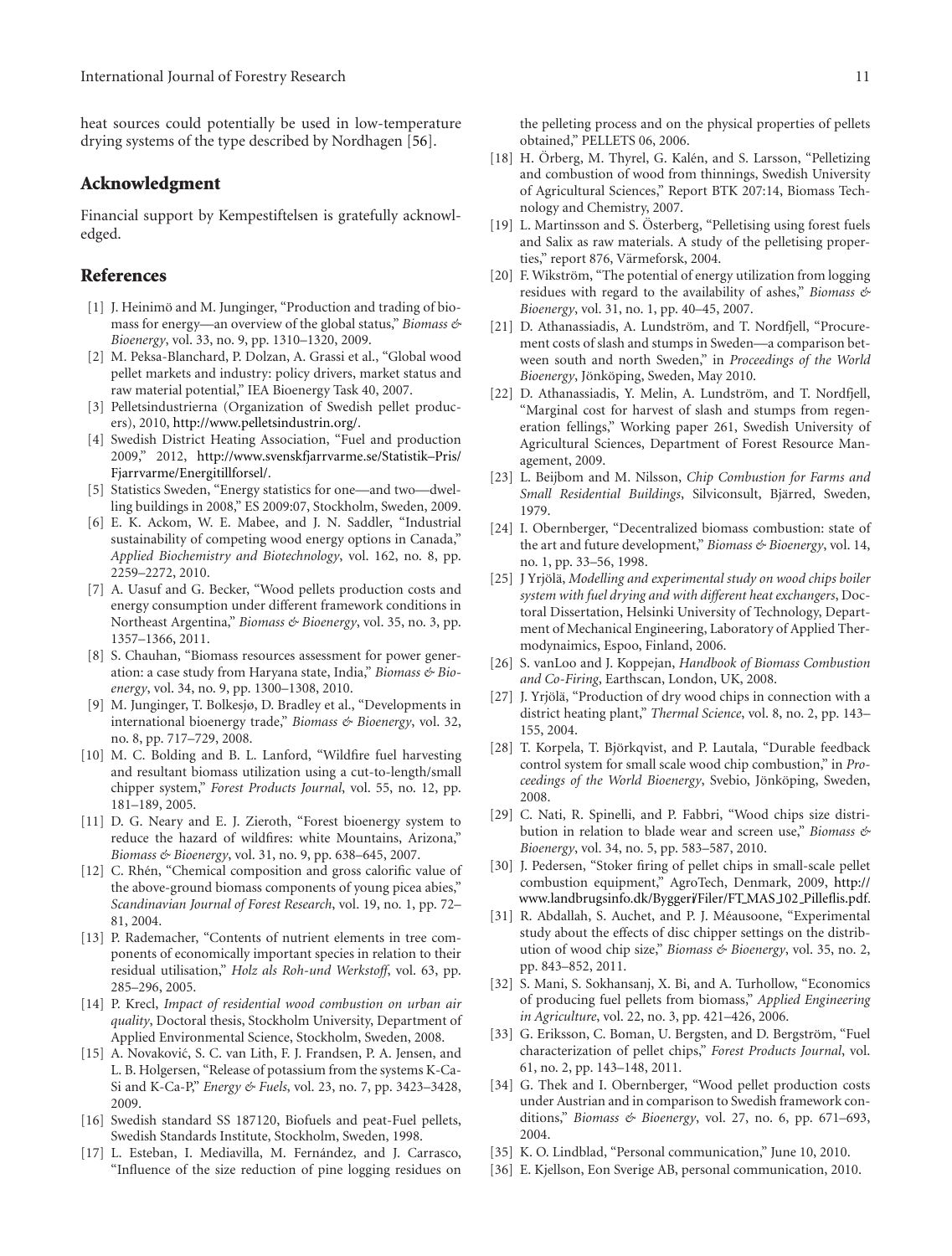heat sources could potentially be used in low-temperature drying systems of the type described by Nordhagen [56].

## Acknowledgment

Financial support by Kempestiftelsen is gratefully acknowledged.

## References

[1] J. Heinimö and M. Junginger, "Production and trading of biomass for energy—an overview of the global status," *Biomass & Bioenergy*, vol. 33, no. 9, pp. 1310–1320, 2009.

[2] M. Peksa-Blanchard, P. Dolzan, A. Grassi et al., "Global wood pellet markets and industry: policy drivers, market status and raw material potential," IEA Bioenergy Task 40, 2007.

[3] Pelletsindustrierna (Organization of Swedish pellet producers), 2010, http://www.pelletsindustrin.org/.

[4] Swedish District Heating Association, "Fuel and production 2009," 2012, http://www.svenskfjarrvarme.se/Statistik–Pris/Fjarrvarme/Energitillforsel/.

[5] Statistics Sweden, "Energy statistics for one—and two—dwelling buildings in 2008," ES 2009:07, Stockholm, Sweden, 2009.

[6] E. K. Ackom, W. E. Mabee, and J. N. Saddler, "Industrial sustainability of competing wood energy options in Canada," *Applied Biochemistry and Biotechnology*, vol. 162, no. 8, pp. 2259–2272, 2010.

[7] A. Uasuf and G. Becker, "Wood pellets production costs and energy consumption under different framework conditions in Northeast Argentina," *Biomass & Bioenergy*, vol. 35, no. 3, pp. 1357–1366, 2011.

[8] S. Chauhan, "Biomass resources assessment for power generation: a case study from Haryana state, India," *Biomass & Bioenergy*, vol. 34, no. 9, pp. 1300–1308, 2010.

[9] M. Junginger, T. Bolkesjø, D. Bradley et al., "Developments in international bioenergy trade," *Biomass & Bioenergy*, vol. 32, no. 8, pp. 717–729, 2008.

[10] M. C. Bolding and B. L. Lanford, "Wildfire fuel harvesting and resultant biomass utilization using a cut-to-length/small chipper system," *Forest Products Journal*, vol. 55, no. 12, pp. 181–189, 2005.

[11] D. G. Neary and E. J. Zieroth, "Forest bioenergy system to reduce the hazard of wildfires: white Mountains, Arizona," *Biomass & Bioenergy*, vol. 31, no. 9, pp. 638–645, 2007.

[12] C. Rhén, "Chemical composition and gross calorific value of the above-ground biomass components of young picea abies," *Scandinavian Journal of Forest Research*, vol. 19, no. 1, pp. 72–81, 2004.

[13] P. Rademacher, "Contents of nutrient elements in tree components of economically important species in relation to their residual utilisation," *Holz als Roh-und Werkstoff*, vol. 63, pp. 285–296, 2005.

[14] P. Krecl, *Impact of residential wood combustion on urban air quality*, Doctoral thesis, Stockholm University, Department of Applied Environmental Science, Stockholm, Sweden, 2008.

[15] A. Novaković, S. C. van Lith, F. J. Frandsen, P. A. Jensen, and L. B. Holgersen, "Release of potassium from the systems K-Ca-Si and K-Ca-P," *Energy & Fuels*, vol. 23, no. 7, pp. 3423–3428, 2009.

[16] Swedish standard SS 187120, Biofuels and peat-Fuel pellets, Swedish Standards Institute, Stockholm, Sweden, 1998.

[17] L. Esteban, I. Mediavilla, M. Fernández, and J. Carrasco, "Influence of the size reduction of pine logging residues on the pelleting process and on the physical properties of pellets obtained," PELLETS 06, 2006.

[18] H. Örberg, M. Thyrel, G. Kalén, and S. Larsson, "Pelletizing and combustion of wood from thinnings, Swedish University of Agricultural Sciences," Report BTK 207:14, Biomass Technology and Chemistry, 2007.

[19] L. Martinsson and S. Österberg, "Pelletising using forest fuels and Salix as raw materials. A study of the pelletising properties," report 876, Värmeforsk, 2004.

[20] F. Wikström, "The potential of energy utilization from logging residues with regard to the availability of ashes," *Biomass & Bioenergy*, vol. 31, no. 1, pp. 40–45, 2007.

[21] D. Athanassiadis, A. Lundström, and T. Nordfjell, "Procurement costs of slash and stumps in Sweden—a comparison between south and north Sweden," in *Proceedings of the World Bioenergy*, Jönköping, Sweden, May 2010.

[22] D. Athanassiadis, Y. Melin, A. Lundström, and T. Nordfjell, "Marginal cost for harvest of slash and stumps from regeneration fellings," Working paper 261, Swedish University of Agricultural Sciences, Department of Forest Resource Management, 2009.

[23] L. Beijbom and M. Nilsson, *Chip Combustion for Farms and Small Residential Buildings*, Silviconsult, Bjärred, Sweden, 1979.

[24] I. Obernberger, "Decentralized biomass combustion: state of the art and future development," *Biomass & Bioenergy*, vol. 14, no. 1, pp. 33–56, 1998.

[25] J Yrjölä, *Modelling and experimental study on wood chips boiler system with fuel drying and with different heat exchangers*, Doctoral Dissertation, Helsinki University of Technology, Department of Mechanical Engineering, Laboratory of Applied Thermodynaimics, Espoo, Finland, 2006.

[26] S. vanLoo and J. Koppejan, *Handbook of Biomass Combustion and Co-Firing*, Earthscan, London, UK, 2008.

[27] J. Yrjölä, "Production of dry wood chips in connection with a district heating plant," *Thermal Science*, vol. 8, no. 2, pp. 143–155, 2004.

[28] T. Korpela, T. Björkqvist, and P. Lautala, "Durable feedback control system for small scale wood chip combustion," in *Proceedings of the World Bioenergy*, Svebio, Jönköping, Sweden, 2008.

[29] C. Nati, R. Spinelli, and P. Fabbri, "Wood chips size distribution in relation to blade wear and screen use," *Biomass & Bioenergy*, vol. 34, no. 5, pp. 583–587, 2010.

[30] J. Pedersen, "Stoker firing of pellet chips in small-scale pellet combustion equipment," AgroTech, Denmark, 2009, http://www.landbrugsinfo.dk/Byggeri/Filer/FT_MAS_102_Pilleflis.pdf.

[31] R. Abdallah, S. Auchet, and P. J. Méausoone, "Experimental study about the effects of disc chipper settings on the distribution of wood chip size," *Biomass & Bioenergy*, vol. 35, no. 2, pp. 843–852, 2011.

[32] S. Mani, S. Sokhansanj, X. Bi, and A. Turhollow, "Economics of producing fuel pellets from biomass," *Applied Engineering in Agriculture*, vol. 22, no. 3, pp. 421–426, 2006.

[33] G. Eriksson, C. Boman, U. Bergsten, and D. Bergström, "Fuel characterization of pellet chips," *Forest Products Journal*, vol. 61, no. 2, pp. 143–148, 2011.

[34] G. Thek and I. Obernberger, "Wood pellet production costs under Austrian and in comparison to Swedish framework conditions," *Biomass & Bioenergy*, vol. 27, no. 6, pp. 671–693, 2004.

[35] K. O. Lindblad, "Personal communication," June 10, 2010.

[36] E. Kjellson, Eon Sverige AB, personal communication, 2010.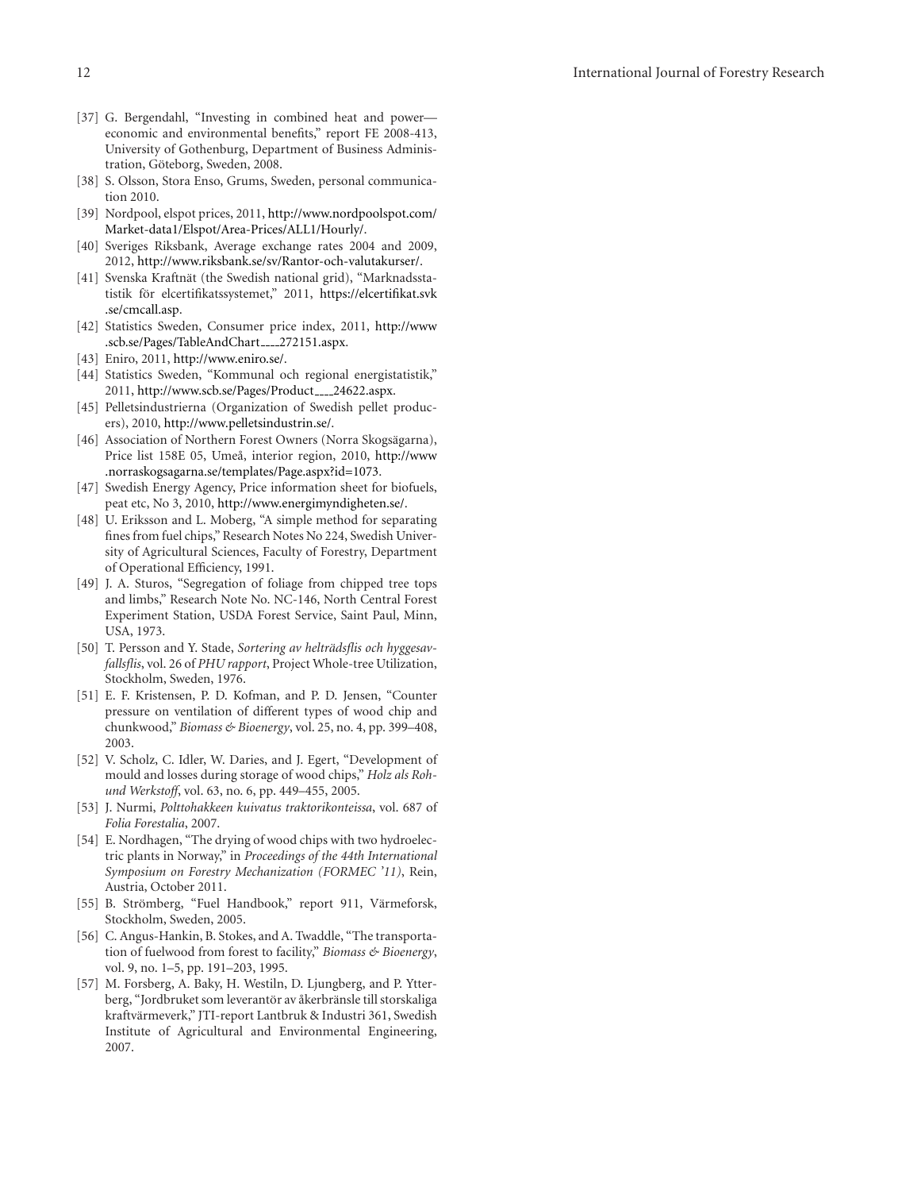[37] G. Bergendahl, "Investing in combined heat and power—economic and environmental benefits," report FE 2008-413, University of Gothenburg, Department of Business Administration, Göteborg, Sweden, 2008.

[38] S. Olsson, Stora Enso, Grums, Sweden, personal communication 2010.

[39] Nordpool, elspot prices, 2011, http://www.nordpoolspot.com/Market-data1/Elspot/Area-Prices/ALL1/Hourly/.

[40] Sveriges Riksbank, Average exchange rates 2004 and 2009, 2012, http://www.riksbank.se/sv/Rantor-och-valutakurser/.

[41] Svenska Kraftnät (the Swedish national grid), "Marknadsstatistik för elcertifikatssystemet," 2011, https://elcertifikat.svk.se/cmcall.asp.

[42] Statistics Sweden, Consumer price index, 2011, http://www.scb.se/Pages/TableAndChart____272151.aspx.

[43] Eniro, 2011, http://www.eniro.se/.

[44] Statistics Sweden, "Kommunal och regional energistatistik," 2011, http://www.scb.se/Pages/Product____24622.aspx.

[45] Pelletsindustrierna (Organization of Swedish pellet producers), 2010, http://www.pelletsindustrin.se/.

[46] Association of Northern Forest Owners (Norra Skogsägarna), Price list 158E 05, Umeå, interior region, 2010, http://www.norraskogsagarna.se/templates/Page.aspx?id=1073.

[47] Swedish Energy Agency, Price information sheet for biofuels, peat etc, No 3, 2010, http://www.energimyndigheten.se/.

[48] U. Eriksson and L. Moberg, "A simple method for separating fines from fuel chips," Research Notes No 224, Swedish University of Agricultural Sciences, Faculty of Forestry, Department of Operational Efficiency, 1991.

[49] J. A. Sturos, "Segregation of foliage from chipped tree tops and limbs," Research Note No. NC-146, North Central Forest Experiment Station, USDA Forest Service, Saint Paul, Minn, USA, 1973.

[50] T. Persson and Y. Stade, *Sortering av helträdsflis och hyggesavfallsflis*, vol. 26 of *PHU rapport*, Project Whole-tree Utilization, Stockholm, Sweden, 1976.

[51] E. F. Kristensen, P. D. Kofman, and P. D. Jensen, "Counter pressure on ventilation of different types of wood chip and chunkwood," *Biomass & Bioenergy*, vol. 25, no. 4, pp. 399–408, 2003.

[52] V. Scholz, C. Idler, W. Daries, and J. Egert, "Development of mould and losses during storage of wood chips," *Holz als Roh- und Werkstoff*, vol. 63, no. 6, pp. 449–455, 2005.

[53] J. Nurmi, *Polttohakkeen kuivatus traktorikonteissa*, vol. 687 of *Folia Forestalia*, 2007.

[54] E. Nordhagen, "The drying of wood chips with two hydroelectric plants in Norway," in *Proceedings of the 44th International Symposium on Forestry Mechanization (FORMEC '11)*, Rein, Austria, October 2011.

[55] B. Strömberg, "Fuel Handbook," report 911, Värmeforsk, Stockholm, Sweden, 2005.

[56] C. Angus-Hankin, B. Stokes, and A. Twaddle, "The transportation of fuelwood from forest to facility," *Biomass & Bioenergy*, vol. 9, no. 1–5, pp. 191–203, 1995.

[57] M. Forsberg, A. Baky, H. Westiln, D. Ljungberg, and P. Ytterberg, "Jordbruket som leverantör av åkerbränsle till storskaliga kraftvärmeverk," JTI-report Lantbruk & Industri 361, Swedish Institute of Agricultural and Environmental Engineering, 2007.